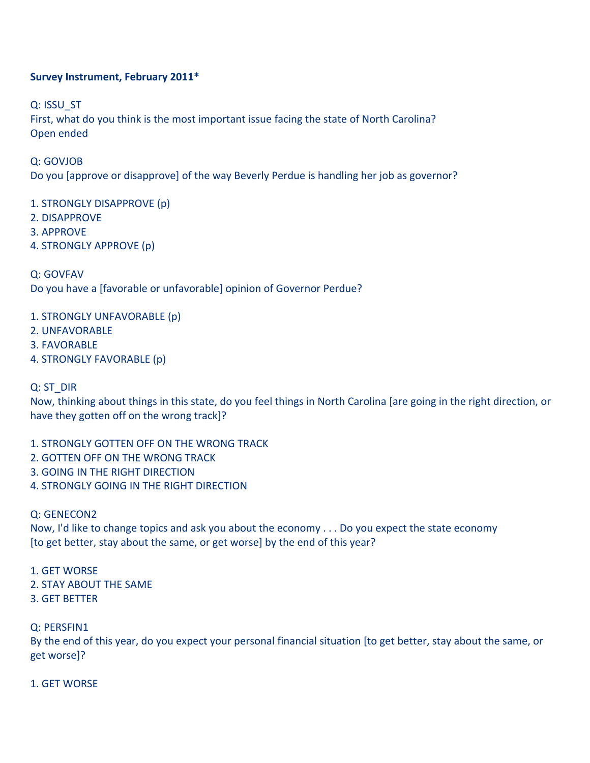**Survey Instrument, February 2011***

Q: ISSU_ST
First, what do you think is the most important issue facing the state of North Carolina?
Open ended

Q: GOVJOB
Do you [approve or disapprove] of the way Beverly Perdue is handling her job as governor?

1. STRONGLY DISAPPROVE (p)
2. DISAPPROVE
3. APPROVE
4. STRONGLY APPROVE (p)

Q: GOVFAV
Do you have a [favorable or unfavorable] opinion of Governor Perdue?

1. STRONGLY UNFAVORABLE (p)
2. UNFAVORABLE
3. FAVORABLE
4. STRONGLY FAVORABLE (p)

Q: ST_DIR
Now, thinking about things in this state, do you feel things in North Carolina [are going in the right direction, or have they gotten off on the wrong track]?

1. STRONGLY GOTTEN OFF ON THE WRONG TRACK
2. GOTTEN OFF ON THE WRONG TRACK
3. GOING IN THE RIGHT DIRECTION
4. STRONGLY GOING IN THE RIGHT DIRECTION

Q: GENECON2
Now, I'd like to change topics and ask you about the economy . . . Do you expect the state economy [to get better, stay about the same, or get worse] by the end of this year?

1. GET WORSE
2. STAY ABOUT THE SAME
3. GET BETTER

Q: PERSFIN1
By the end of this year, do you expect your personal financial situation [to get better, stay about the same, or get worse]?

1. GET WORSE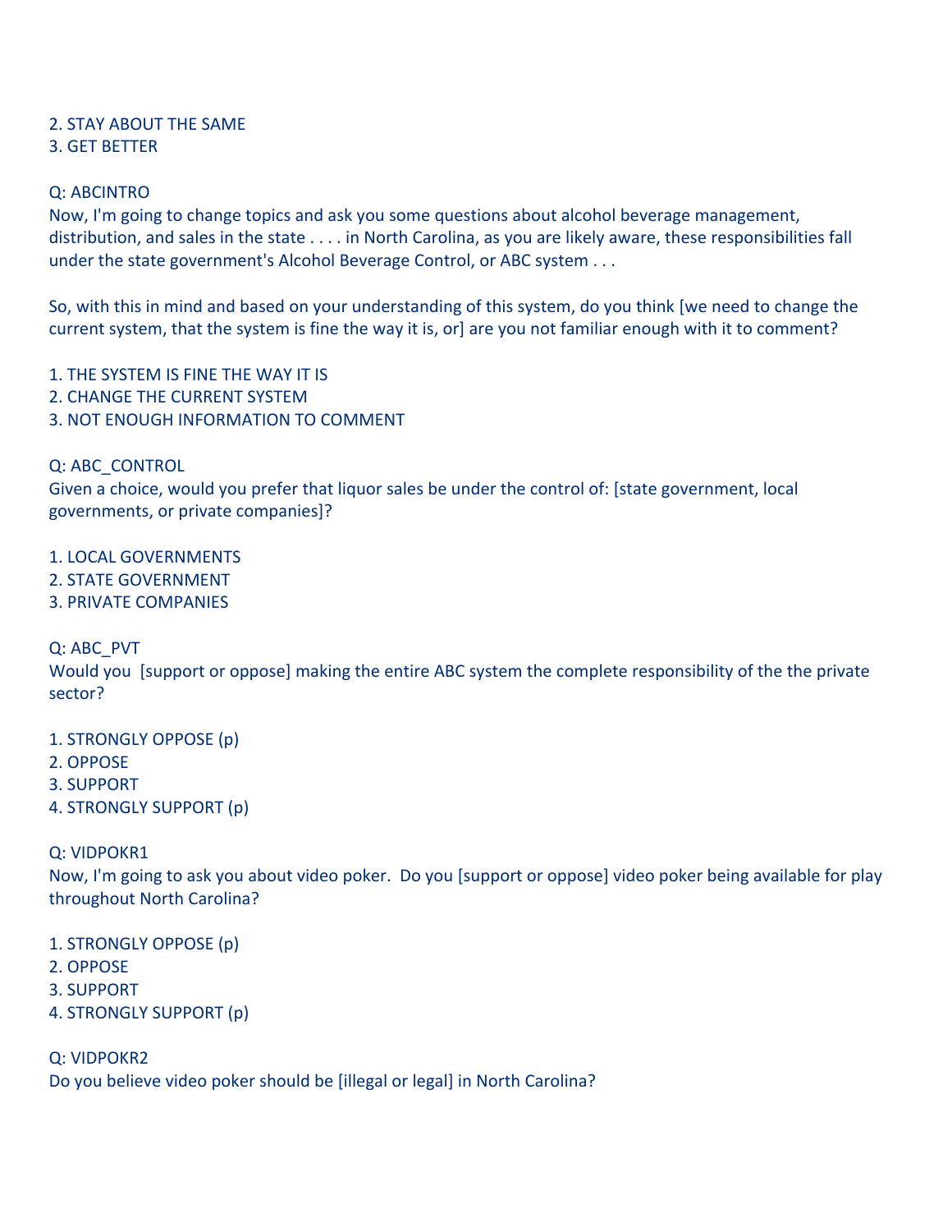2. STAY ABOUT THE SAME
3. GET BETTER

Q: ABCINTRO
Now, I'm going to change topics and ask you some questions about alcohol beverage management, distribution, and sales in the state . . . . in North Carolina, as you are likely aware, these responsibilities fall under the state government's Alcohol Beverage Control, or ABC system . . .

So, with this in mind and based on your understanding of this system, do you think [we need to change the current system, that the system is fine the way it is, or] are you not familiar enough with it to comment?

1. THE SYSTEM IS FINE THE WAY IT IS
2. CHANGE THE CURRENT SYSTEM
3. NOT ENOUGH INFORMATION TO COMMENT

Q: ABC_CONTROL
Given a choice, would you prefer that liquor sales be under the control of: [state government, local governments, or private companies]?

1. LOCAL GOVERNMENTS
2. STATE GOVERNMENT
3. PRIVATE COMPANIES

Q: ABC_PVT
Would you [support or oppose] making the entire ABC system the complete responsibility of the the private sector?

1. STRONGLY OPPOSE (p)
2. OPPOSE
3. SUPPORT
4. STRONGLY SUPPORT (p)

Q: VIDPOKR1
Now, I'm going to ask you about video poker. Do you [support or oppose] video poker being available for play throughout North Carolina?

1. STRONGLY OPPOSE (p)
2. OPPOSE
3. SUPPORT
4. STRONGLY SUPPORT (p)

Q: VIDPOKR2
Do you believe video poker should be [illegal or legal] in North Carolina?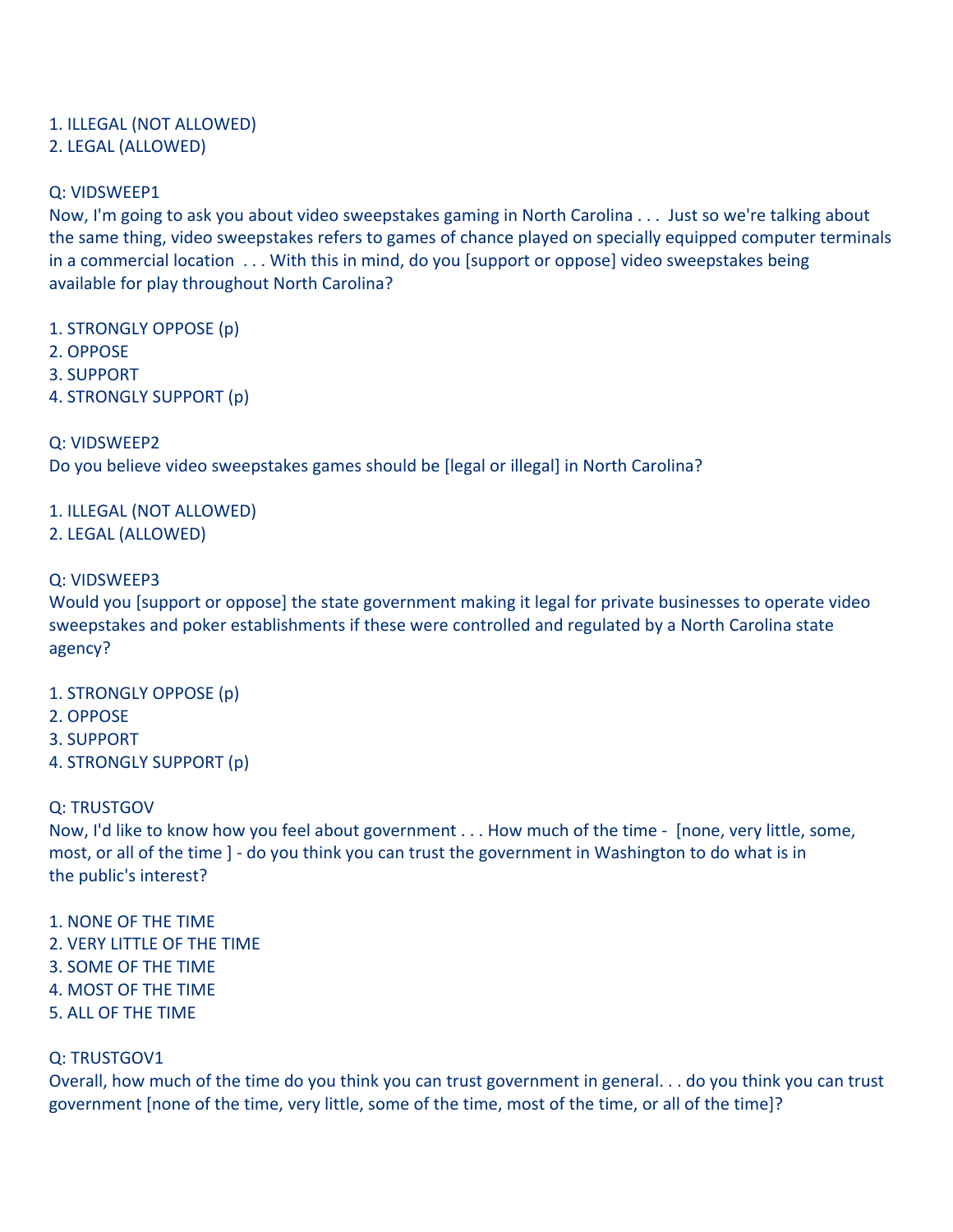1. ILLEGAL (NOT ALLOWED)
2. LEGAL (ALLOWED)

Q: VIDSWEEP1
Now, I'm going to ask you about video sweepstakes gaming in North Carolina . . . Just so we're talking about the same thing, video sweepstakes refers to games of chance played on specially equipped computer terminals in a commercial location . . . With this in mind, do you [support or oppose] video sweepstakes being available for play throughout North Carolina?

1. STRONGLY OPPOSE (p)
2. OPPOSE
3. SUPPORT
4. STRONGLY SUPPORT (p)

Q: VIDSWEEP2
Do you believe video sweepstakes games should be [legal or illegal] in North Carolina?

1. ILLEGAL (NOT ALLOWED)
2. LEGAL (ALLOWED)

Q: VIDSWEEP3
Would you [support or oppose] the state government making it legal for private businesses to operate video sweepstakes and poker establishments if these were controlled and regulated by a North Carolina state agency?

1. STRONGLY OPPOSE (p)
2. OPPOSE
3. SUPPORT
4. STRONGLY SUPPORT (p)

Q: TRUSTGOV
Now, I'd like to know how you feel about government . . . How much of the time - [none, very little, some, most, or all of the time ] - do you think you can trust the government in Washington to do what is in the public's interest?

1. NONE OF THE TIME
2. VERY LITTLE OF THE TIME
3. SOME OF THE TIME
4. MOST OF THE TIME
5. ALL OF THE TIME

Q: TRUSTGOV1
Overall, how much of the time do you think you can trust government in general. . . do you think you can trust government [none of the time, very little, some of the time, most of the time, or all of the time]?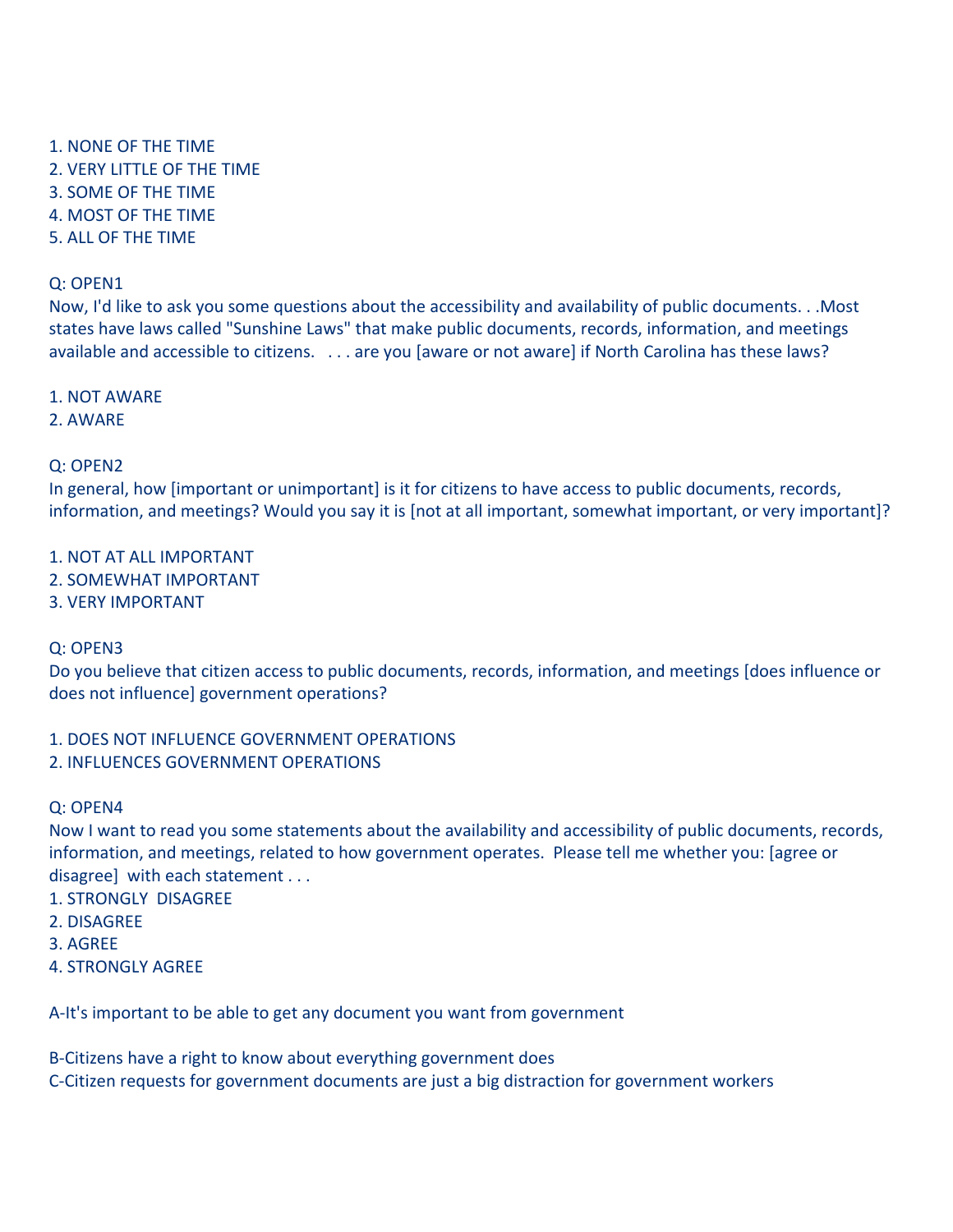1. NONE OF THE TIME
2. VERY LITTLE OF THE TIME
3. SOME OF THE TIME
4. MOST OF THE TIME
5. ALL OF THE TIME

Q: OPEN1

Now, I'd like to ask you some questions about the accessibility and availability of public documents. . .Most states have laws called "Sunshine Laws" that make public documents, records, information, and meetings available and accessible to citizens. . . . are you [aware or not aware] if North Carolina has these laws?

1. NOT AWARE
2. AWARE

Q: OPEN2

In general, how [important or unimportant] is it for citizens to have access to public documents, records, information, and meetings? Would you say it is [not at all important, somewhat important, or very important]?

1. NOT AT ALL IMPORTANT
2. SOMEWHAT IMPORTANT
3. VERY IMPORTANT

Q: OPEN3

Do you believe that citizen access to public documents, records, information, and meetings [does influence or does not influence] government operations?

1. DOES NOT INFLUENCE GOVERNMENT OPERATIONS
2. INFLUENCES GOVERNMENT OPERATIONS

Q: OPEN4

Now I want to read you some statements about the availability and accessibility of public documents, records, information, and meetings, related to how government operates. Please tell me whether you: [agree or disagree] with each statement . . .

1. STRONGLY DISAGREE
2. DISAGREE
3. AGREE
4. STRONGLY AGREE

A-It's important to be able to get any document you want from government

B-Citizens have a right to know about everything government does

C-Citizen requests for government documents are just a big distraction for government workers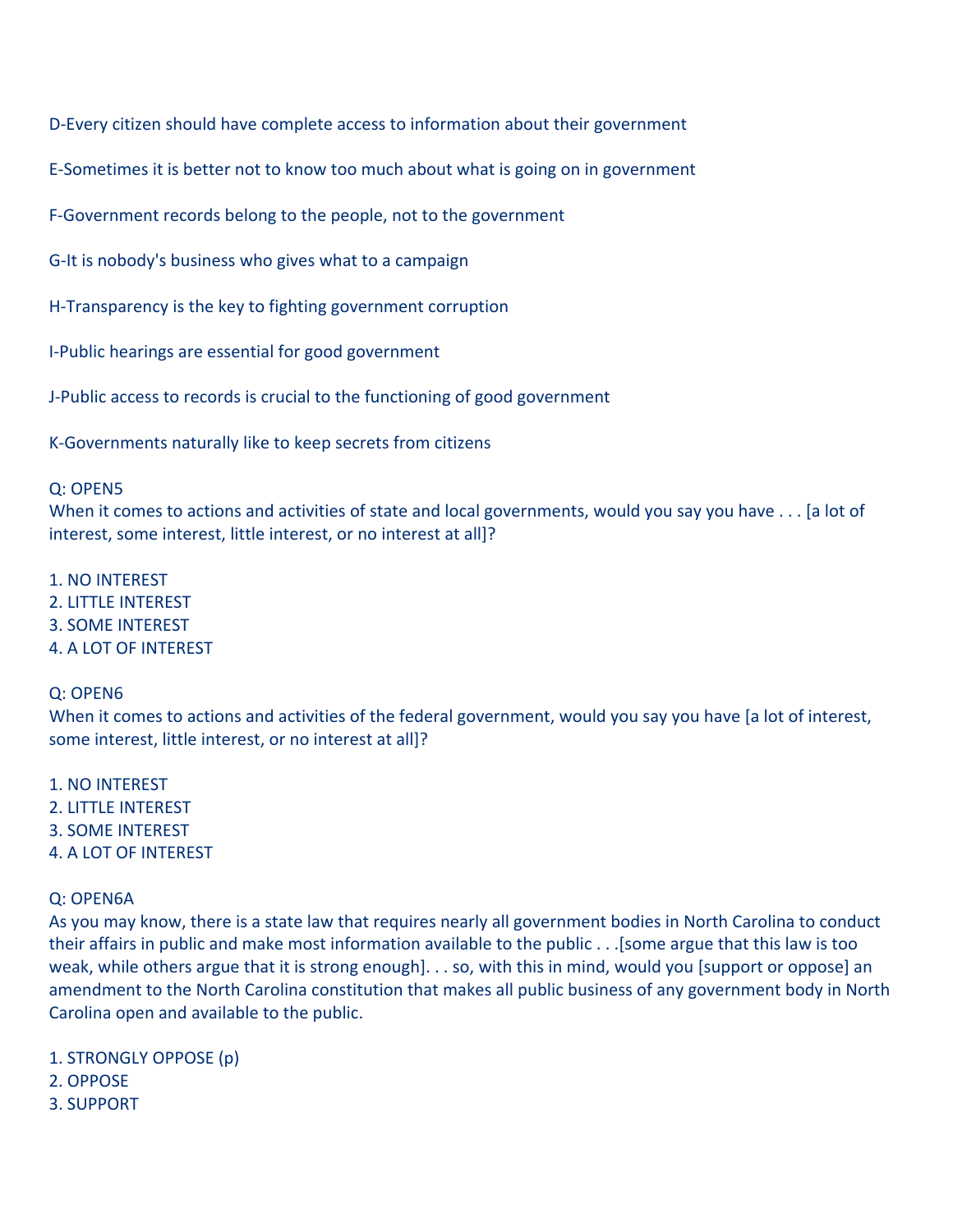D-Every citizen should have complete access to information about their government

E-Sometimes it is better not to know too much about what is going on in government

F-Government records belong to the people, not to the government

G-It is nobody's business who gives what to a campaign

H-Transparency is the key to fighting government corruption

I-Public hearings are essential for good government

J-Public access to records is crucial to the functioning of good government

K-Governments naturally like to keep secrets from citizens

Q: OPEN5
When it comes to actions and activities of state and local governments, would you say you have . . . [a lot of interest, some interest, little interest, or no interest at all]?

1. NO INTEREST
2. LITTLE INTEREST
3. SOME INTEREST
4. A LOT OF INTEREST

Q: OPEN6
When it comes to actions and activities of the federal government, would you say you have [a lot of interest, some interest, little interest, or no interest at all]?

1. NO INTEREST
2. LITTLE INTEREST
3. SOME INTEREST
4. A LOT OF INTEREST

Q: OPEN6A
As you may know, there is a state law that requires nearly all government bodies in North Carolina to conduct their affairs in public and make most information available to the public . . .[some argue that this law is too weak, while others argue that it is strong enough]. . . so, with this in mind, would you [support or oppose] an amendment to the North Carolina constitution that makes all public business of any government body in North Carolina open and available to the public.

1. STRONGLY OPPOSE (p)
2. OPPOSE
3. SUPPORT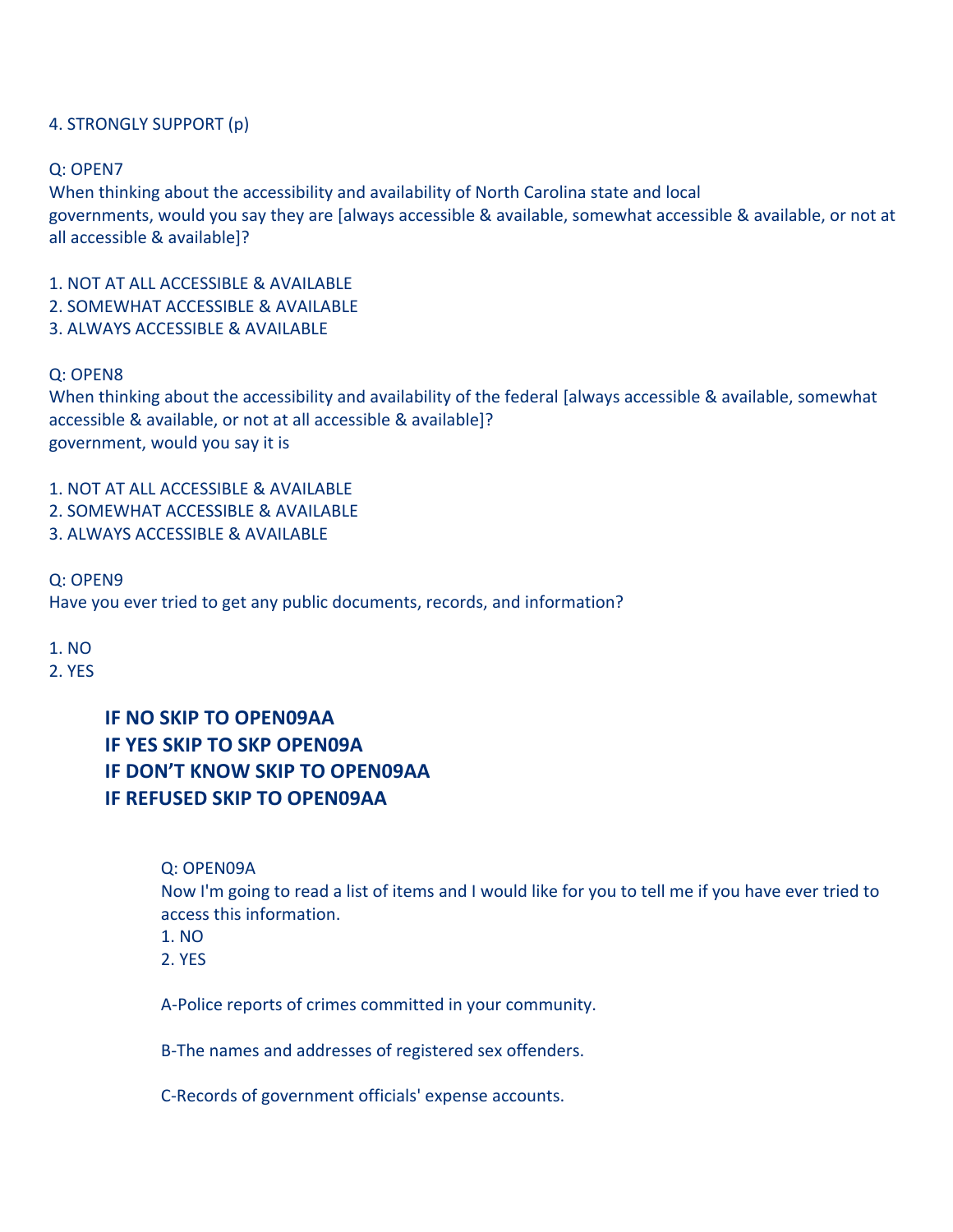4. STRONGLY SUPPORT (p)

Q: OPEN7
When thinking about the accessibility and availability of North Carolina state and local governments, would you say they are [always accessible & available, somewhat accessible & available, or not at all accessible & available]?

1. NOT AT ALL ACCESSIBLE & AVAILABLE
2. SOMEWHAT ACCESSIBLE & AVAILABLE
3. ALWAYS ACCESSIBLE & AVAILABLE

Q: OPEN8
When thinking about the accessibility and availability of the federal [always accessible & available, somewhat accessible & available, or not at all accessible & available]?
government, would you say it is

1. NOT AT ALL ACCESSIBLE & AVAILABLE
2. SOMEWHAT ACCESSIBLE & AVAILABLE
3. ALWAYS ACCESSIBLE & AVAILABLE

Q: OPEN9
Have you ever tried to get any public documents, records, and information?

1. NO
2. YES

**IF NO SKIP TO OPEN09AA**
**IF YES SKIP TO SKP OPEN09A**
**IF DON'T KNOW SKIP TO OPEN09AA**
**IF REFUSED SKIP TO OPEN09AA**

Q: OPEN09A
Now I'm going to read a list of items and I would like for you to tell me if you have ever tried to access this information.
1. NO
2. YES

A-Police reports of crimes committed in your community.

B-The names and addresses of registered sex offenders.

C-Records of government officials' expense accounts.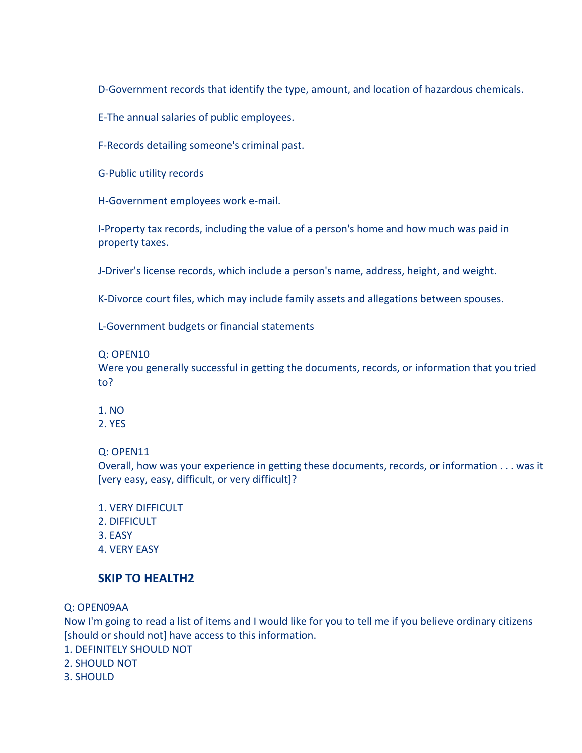D-Government records that identify the type, amount, and location of hazardous chemicals.

E-The annual salaries of public employees.

F-Records detailing someone's criminal past.

G-Public utility records

H-Government employees work e-mail.

I-Property tax records, including the value of a person's home and how much was paid in property taxes.

J-Driver's license records, which include a person's name, address, height, and weight.

K-Divorce court files, which may include family assets and allegations between spouses.

L-Government budgets or financial statements

Q: OPEN10
Were you generally successful in getting the documents, records, or information that you tried to?

1. NO
2. YES

Q: OPEN11
Overall, how was your experience in getting these documents, records, or information . . . was it [very easy, easy, difficult, or very difficult]?

1. VERY DIFFICULT
2. DIFFICULT
3. EASY
4. VERY EASY

**SKIP TO HEALTH2**

Q: OPEN09AA
Now I'm going to read a list of items and I would like for you to tell me if you believe ordinary citizens [should or should not] have access to this information.
1. DEFINITELY SHOULD NOT
2. SHOULD NOT
3. SHOULD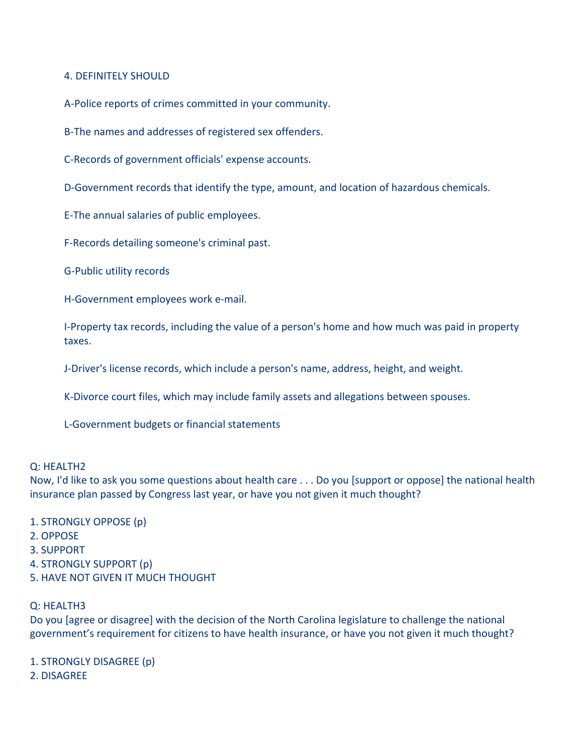4. DEFINITELY SHOULD

A-Police reports of crimes committed in your community.

B-The names and addresses of registered sex offenders.

C-Records of government officials' expense accounts.

D-Government records that identify the type, amount, and location of hazardous chemicals.

E-The annual salaries of public employees.

F-Records detailing someone's criminal past.

G-Public utility records

H-Government employees work e-mail.

I-Property tax records, including the value of a person's home and how much was paid in property taxes.

J-Driver's license records, which include a person's name, address, height, and weight.

K-Divorce court files, which may include family assets and allegations between spouses.

L-Government budgets or financial statements

Q: HEALTH2

Now, I'd like to ask you some questions about health care . . . Do you [support or oppose] the national health insurance plan passed by Congress last year, or have you not given it much thought?

1. STRONGLY OPPOSE (p)
2. OPPOSE
3. SUPPORT
4. STRONGLY SUPPORT (p)
5. HAVE NOT GIVEN IT MUCH THOUGHT

Q: HEALTH3

Do you [agree or disagree] with the decision of the North Carolina legislature to challenge the national government's requirement for citizens to have health insurance, or have you not given it much thought?

1. STRONGLY DISAGREE (p)
2. DISAGREE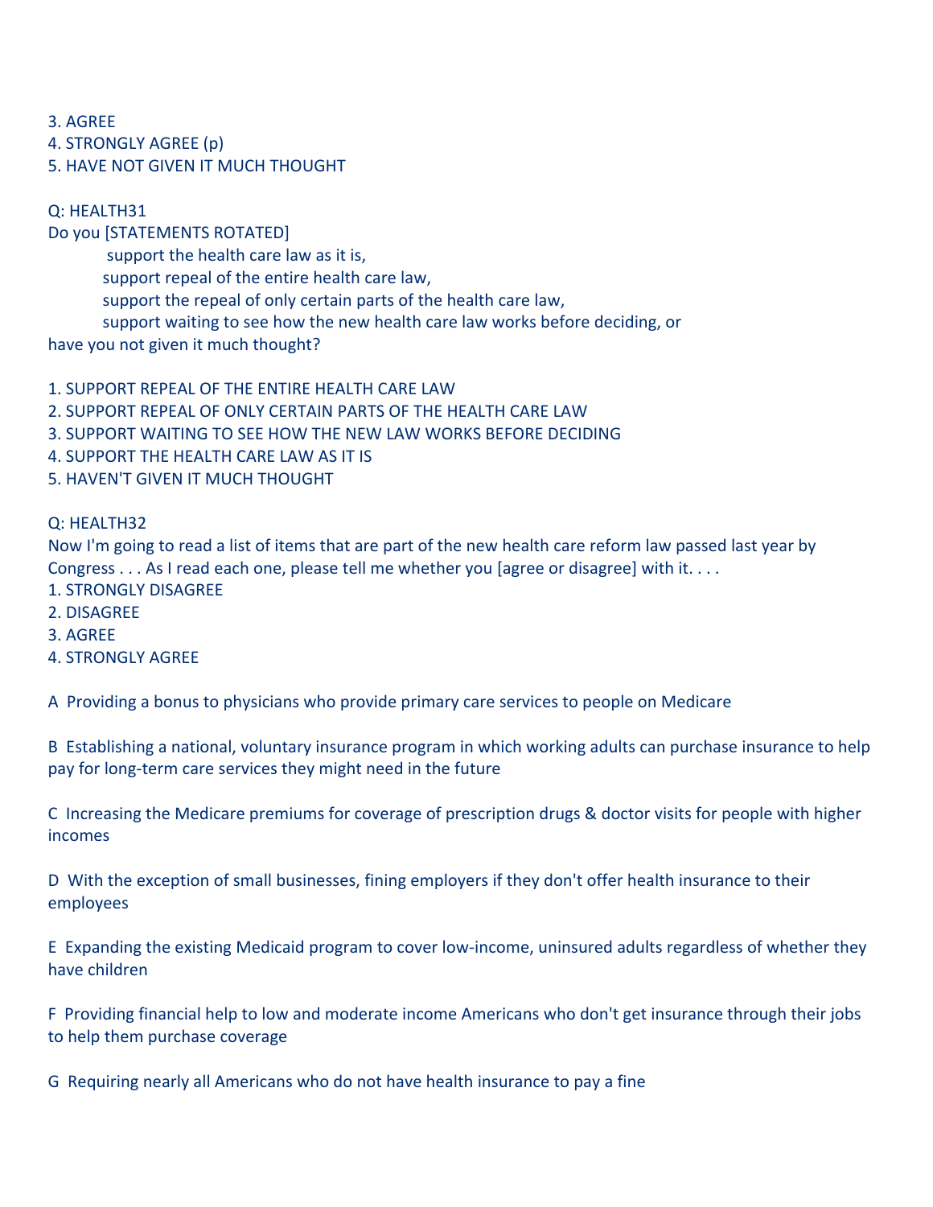3. AGREE
4. STRONGLY AGREE (p)
5. HAVE NOT GIVEN IT MUCH THOUGHT

Q: HEALTH31
Do you [STATEMENTS ROTATED]
 support the health care law as it is,
 support repeal of the entire health care law,
 support the repeal of only certain parts of the health care law,
 support waiting to see how the new health care law works before deciding, or
have you not given it much thought?

1. SUPPORT REPEAL OF THE ENTIRE HEALTH CARE LAW
2. SUPPORT REPEAL OF ONLY CERTAIN PARTS OF THE HEALTH CARE LAW
3. SUPPORT WAITING TO SEE HOW THE NEW LAW WORKS BEFORE DECIDING
4. SUPPORT THE HEALTH CARE LAW AS IT IS
5. HAVEN'T GIVEN IT MUCH THOUGHT

Q: HEALTH32
Now I'm going to read a list of items that are part of the new health care reform law passed last year by Congress . . . As I read each one, please tell me whether you [agree or disagree] with it. . . .
1. STRONGLY DISAGREE
2. DISAGREE
3. AGREE
4. STRONGLY AGREE

A Providing a bonus to physicians who provide primary care services to people on Medicare

B Establishing a national, voluntary insurance program in which working adults can purchase insurance to help pay for long-term care services they might need in the future

C Increasing the Medicare premiums for coverage of prescription drugs & doctor visits for people with higher incomes

D With the exception of small businesses, fining employers if they don't offer health insurance to their employees

E Expanding the existing Medicaid program to cover low-income, uninsured adults regardless of whether they have children

F Providing financial help to low and moderate income Americans who don't get insurance through their jobs to help them purchase coverage

G Requiring nearly all Americans who do not have health insurance to pay a fine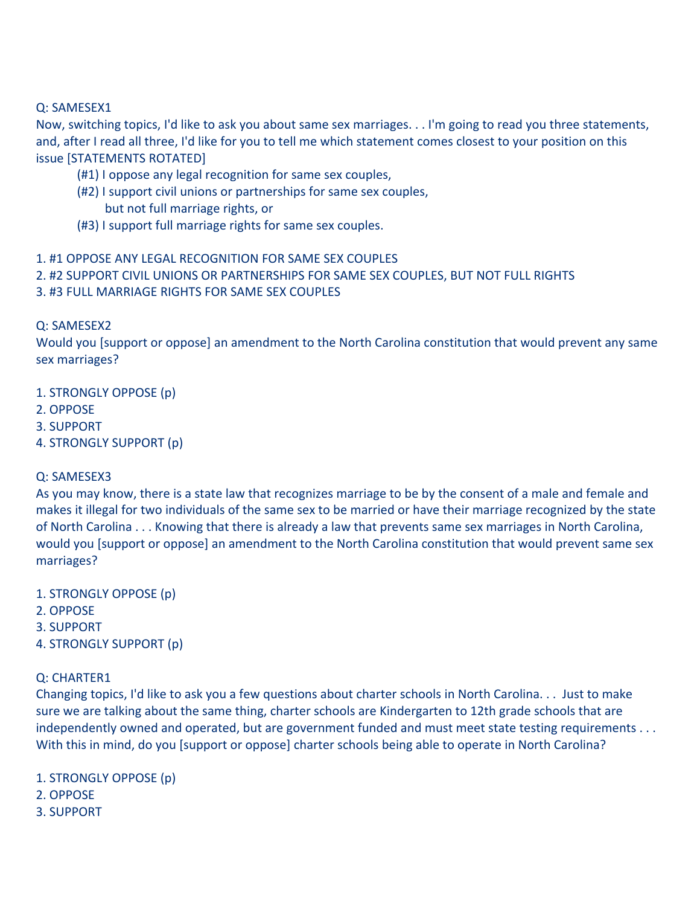Q: SAMESEX1

Now, switching topics, I'd like to ask you about same sex marriages. . . I'm going to read you three statements, and, after I read all three, I'd like for you to tell me which statement comes closest to your position on this issue [STATEMENTS ROTATED]

(#1) I oppose any legal recognition for same sex couples,
(#2) I support civil unions or partnerships for same sex couples,
but not full marriage rights, or
(#3) I support full marriage rights for same sex couples.

1. #1 OPPOSE ANY LEGAL RECOGNITION FOR SAME SEX COUPLES
2. #2 SUPPORT CIVIL UNIONS OR PARTNERSHIPS FOR SAME SEX COUPLES, BUT NOT FULL RIGHTS
3. #3 FULL MARRIAGE RIGHTS FOR SAME SEX COUPLES

Q: SAMESEX2

Would you [support or oppose] an amendment to the North Carolina constitution that would prevent any same sex marriages?

1. STRONGLY OPPOSE (p)
2. OPPOSE
3. SUPPORT
4. STRONGLY SUPPORT (p)

Q: SAMESEX3

As you may know, there is a state law that recognizes marriage to be by the consent of a male and female and makes it illegal for two individuals of the same sex to be married or have their marriage recognized by the state of North Carolina . . . Knowing that there is already a law that prevents same sex marriages in North Carolina, would you [support or oppose] an amendment to the North Carolina constitution that would prevent same sex marriages?

1. STRONGLY OPPOSE (p)
2. OPPOSE
3. SUPPORT
4. STRONGLY SUPPORT (p)

Q: CHARTER1

Changing topics, I'd like to ask you a few questions about charter schools in North Carolina. . . Just to make sure we are talking about the same thing, charter schools are Kindergarten to 12th grade schools that are independently owned and operated, but are government funded and must meet state testing requirements . . . With this in mind, do you [support or oppose] charter schools being able to operate in North Carolina?

1. STRONGLY OPPOSE (p)
2. OPPOSE
3. SUPPORT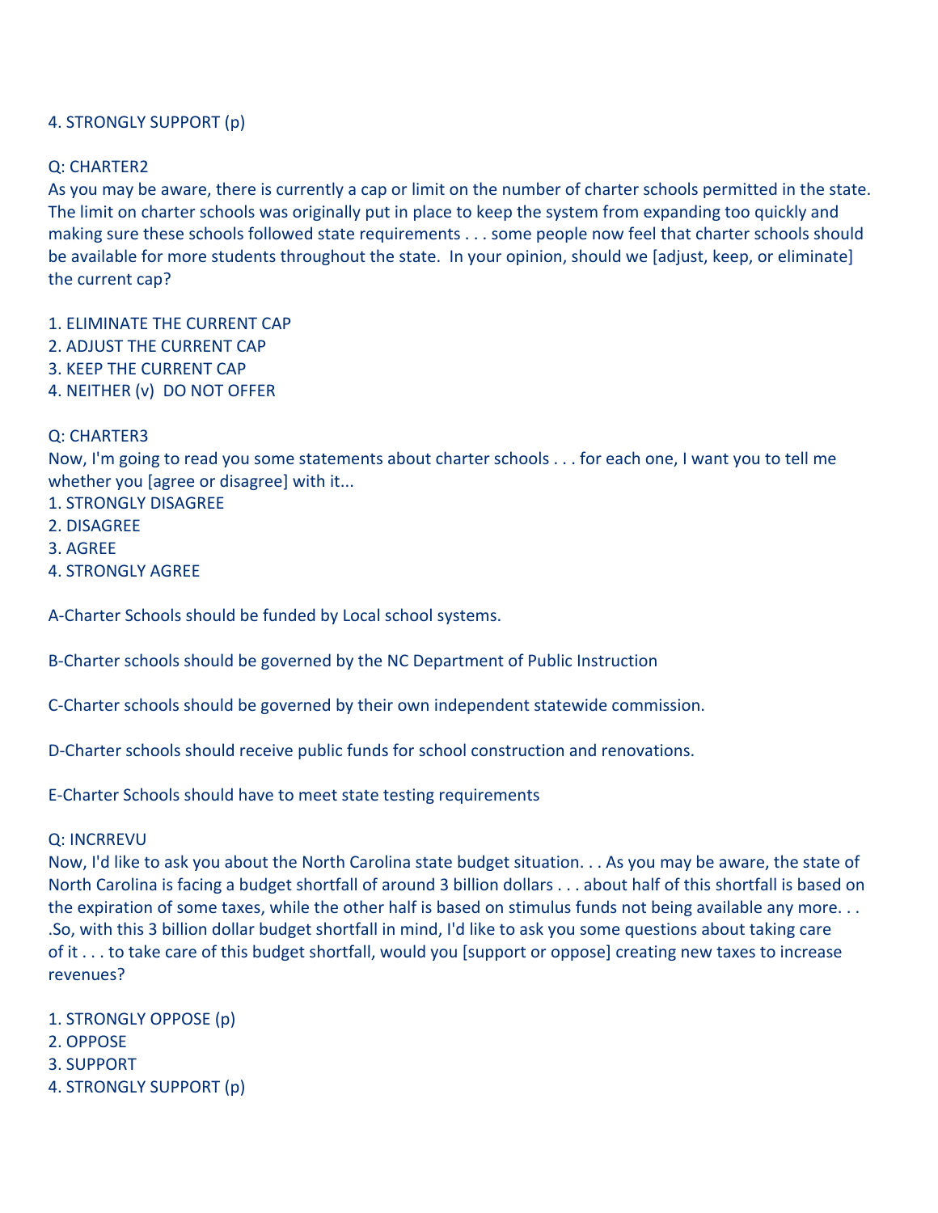4. STRONGLY SUPPORT (p)

Q: CHARTER2
As you may be aware, there is currently a cap or limit on the number of charter schools permitted in the state. The limit on charter schools was originally put in place to keep the system from expanding too quickly and making sure these schools followed state requirements . . . some people now feel that charter schools should be available for more students throughout the state. In your opinion, should we [adjust, keep, or eliminate] the current cap?

1. ELIMINATE THE CURRENT CAP
2. ADJUST THE CURRENT CAP
3. KEEP THE CURRENT CAP
4. NEITHER (v) DO NOT OFFER

Q: CHARTER3
Now, I'm going to read you some statements about charter schools . . . for each one, I want you to tell me whether you [agree or disagree] with it...
1. STRONGLY DISAGREE
2. DISAGREE
3. AGREE
4. STRONGLY AGREE

A-Charter Schools should be funded by Local school systems.

B-Charter schools should be governed by the NC Department of Public Instruction

C-Charter schools should be governed by their own independent statewide commission.

D-Charter schools should receive public funds for school construction and renovations.

E-Charter Schools should have to meet state testing requirements

Q: INCRREVU
Now, I'd like to ask you about the North Carolina state budget situation. . . As you may be aware, the state of North Carolina is facing a budget shortfall of around 3 billion dollars . . . about half of this shortfall is based on the expiration of some taxes, while the other half is based on stimulus funds not being available any more. . . .So, with this 3 billion dollar budget shortfall in mind, I'd like to ask you some questions about taking care of it . . . to take care of this budget shortfall, would you [support or oppose] creating new taxes to increase revenues?

1. STRONGLY OPPOSE (p)
2. OPPOSE
3. SUPPORT
4. STRONGLY SUPPORT (p)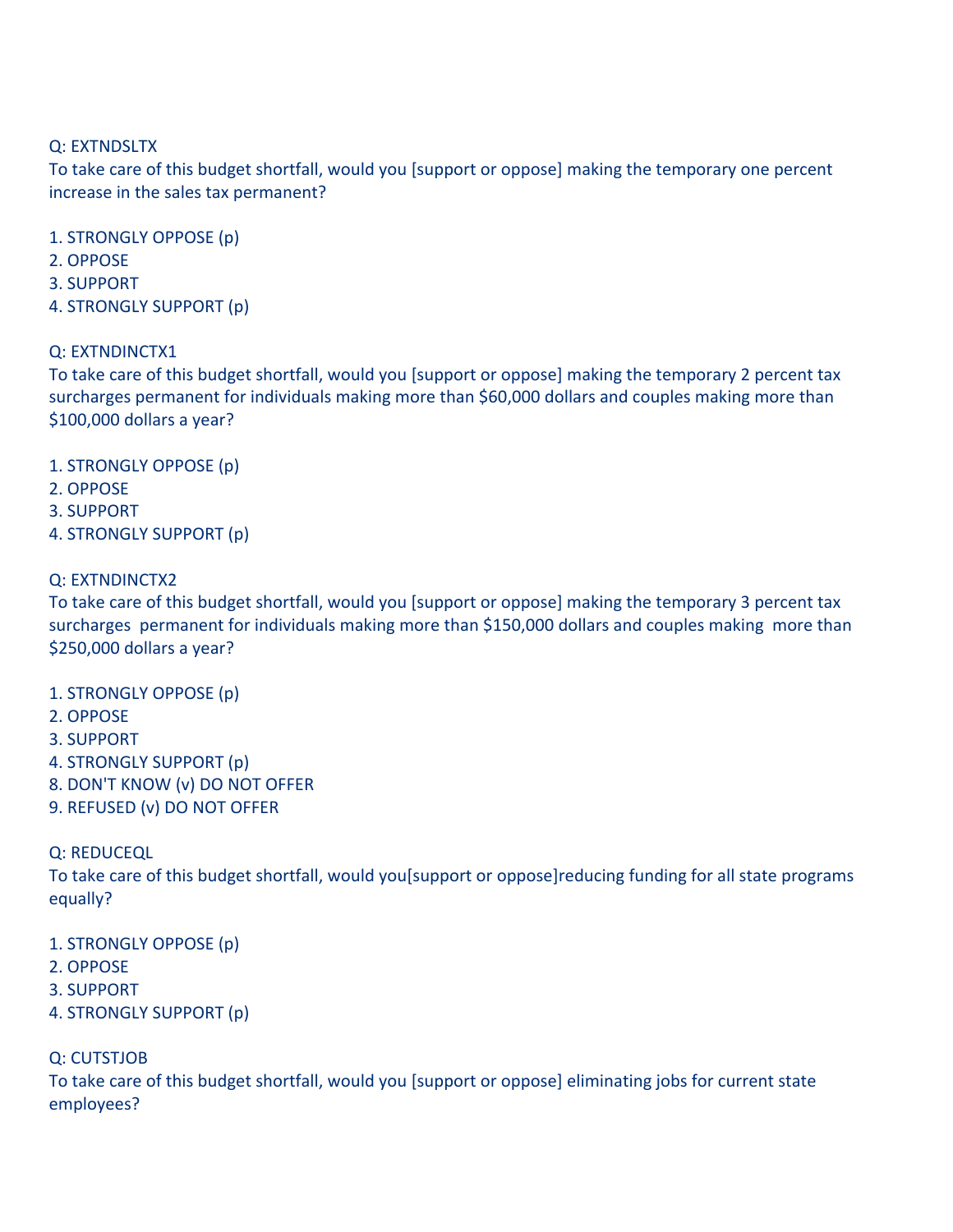Q: EXTNDSLTX
To take care of this budget shortfall, would you [support or oppose] making the temporary one percent increase in the sales tax permanent?

1. STRONGLY OPPOSE (p)
2. OPPOSE
3. SUPPORT
4. STRONGLY SUPPORT (p)

Q: EXTNDINCTX1
To take care of this budget shortfall, would you [support or oppose] making the temporary 2 percent tax surcharges permanent for individuals making more than $60,000 dollars and couples making more than $100,000 dollars a year?

1. STRONGLY OPPOSE (p)
2. OPPOSE
3. SUPPORT
4. STRONGLY SUPPORT (p)

Q: EXTNDINCTX2
To take care of this budget shortfall, would you [support or oppose] making the temporary 3 percent tax surcharges permanent for individuals making more than $150,000 dollars and couples making more than $250,000 dollars a year?

1. STRONGLY OPPOSE (p)
2. OPPOSE
3. SUPPORT
4. STRONGLY SUPPORT (p)
8. DON'T KNOW (v) DO NOT OFFER
9. REFUSED (v) DO NOT OFFER

Q: REDUCEQL
To take care of this budget shortfall, would you[support or oppose]reducing funding for all state programs equally?

1. STRONGLY OPPOSE (p)
2. OPPOSE
3. SUPPORT
4. STRONGLY SUPPORT (p)

Q: CUTSTJOB
To take care of this budget shortfall, would you [support or oppose] eliminating jobs for current state employees?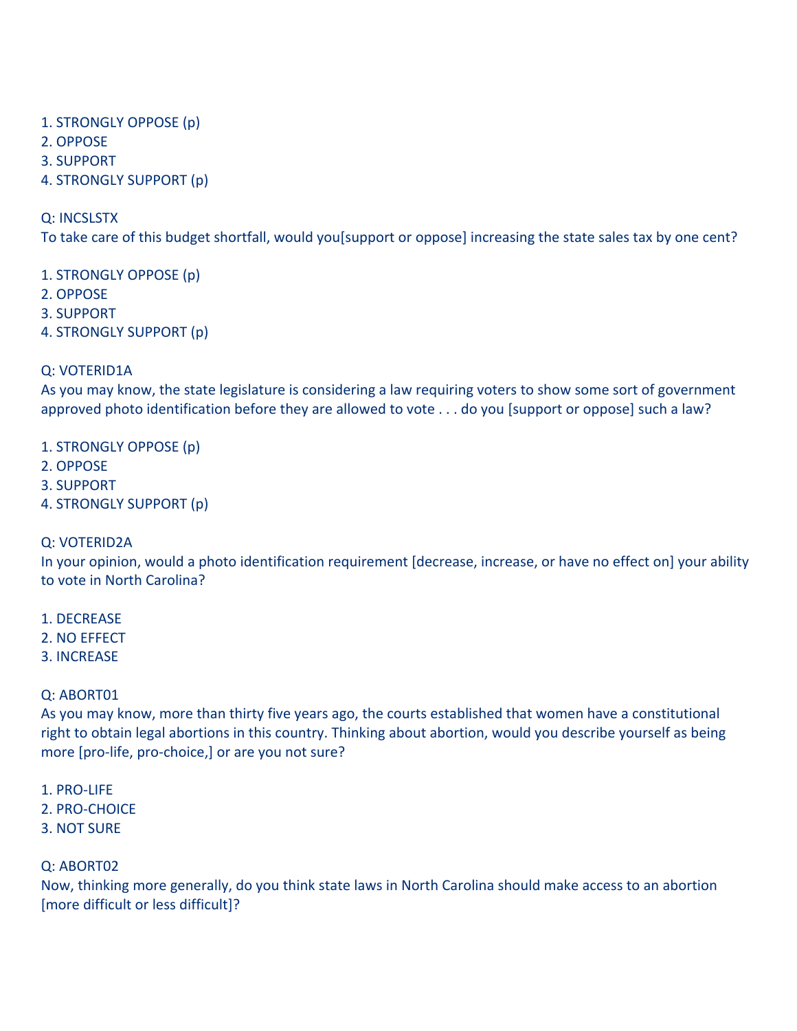1. STRONGLY OPPOSE (p)
2. OPPOSE
3. SUPPORT
4. STRONGLY SUPPORT (p)

Q: INCSLSTX
To take care of this budget shortfall, would you[support or oppose] increasing the state sales tax by one cent?

1. STRONGLY OPPOSE (p)
2. OPPOSE
3. SUPPORT
4. STRONGLY SUPPORT (p)

Q: VOTERID1A
As you may know, the state legislature is considering a law requiring voters to show some sort of government approved photo identification before they are allowed to vote . . . do you [support or oppose] such a law?

1. STRONGLY OPPOSE (p)
2. OPPOSE
3. SUPPORT
4. STRONGLY SUPPORT (p)

Q: VOTERID2A
In your opinion, would a photo identification requirement [decrease, increase, or have no effect on] your ability to vote in North Carolina?

1. DECREASE
2. NO EFFECT
3. INCREASE

Q: ABORT01
As you may know, more than thirty five years ago, the courts established that women have a constitutional right to obtain legal abortions in this country. Thinking about abortion, would you describe yourself as being more [pro-life, pro-choice,] or are you not sure?

1. PRO-LIFE
2. PRO-CHOICE
3. NOT SURE

Q: ABORT02
Now, thinking more generally, do you think state laws in North Carolina should make access to an abortion [more difficult or less difficult]?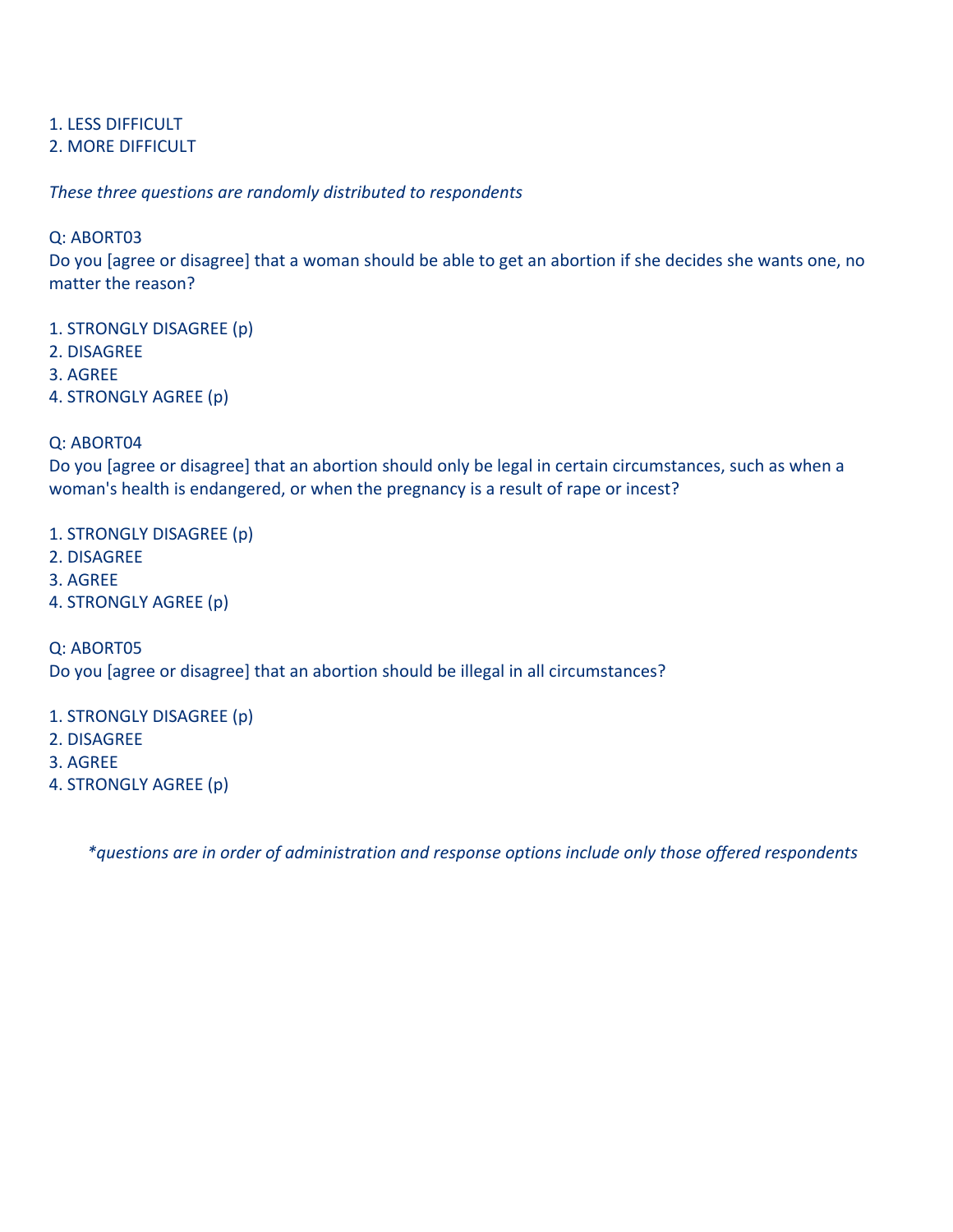1. LESS DIFFICULT
2. MORE DIFFICULT

*These three questions are randomly distributed to respondents*

Q: ABORT03
Do you [agree or disagree] that a woman should be able to get an abortion if she decides she wants one, no matter the reason?

1. STRONGLY DISAGREE (p)
2. DISAGREE
3. AGREE
4. STRONGLY AGREE (p)

Q: ABORT04
Do you [agree or disagree] that an abortion should only be legal in certain circumstances, such as when a woman's health is endangered, or when the pregnancy is a result of rape or incest?

1. STRONGLY DISAGREE (p)
2. DISAGREE
3. AGREE
4. STRONGLY AGREE (p)

Q: ABORT05
Do you [agree or disagree] that an abortion should be illegal in all circumstances?

1. STRONGLY DISAGREE (p)
2. DISAGREE
3. AGREE
4. STRONGLY AGREE (p)

*\*questions are in order of administration and response options include only those offered respondents*